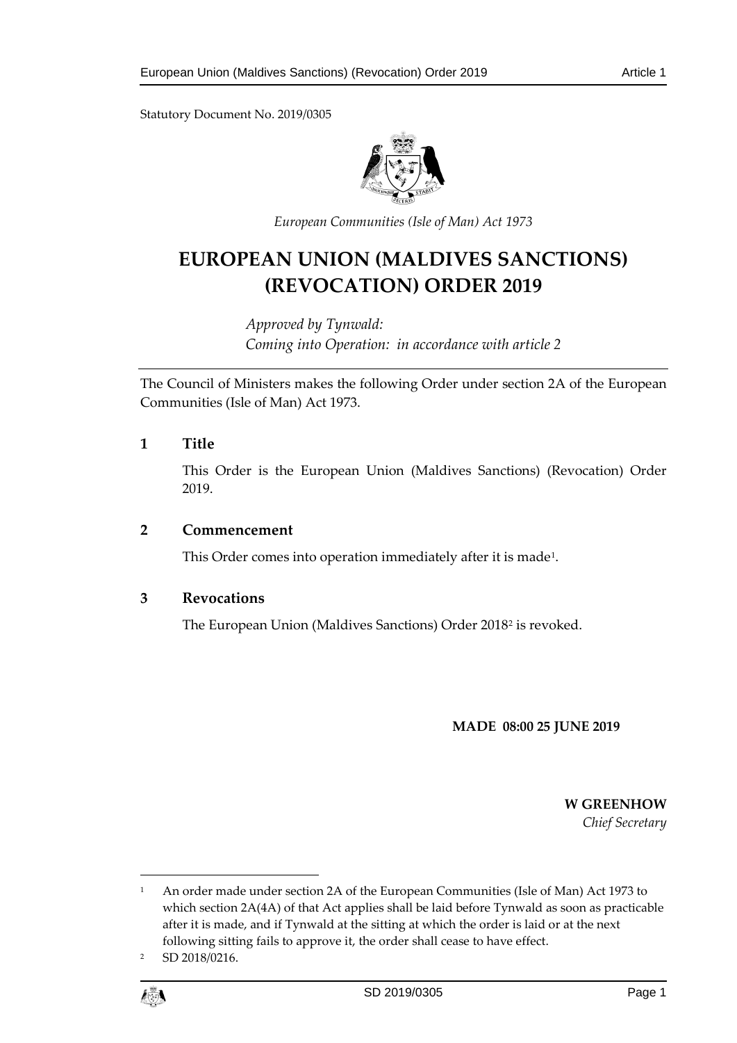Statutory Document No. 2019/0305

*European Communities (Isle of Man) Act 1973*

# EUROPEAN UNION (MALDIVES SANCTIONS) (REVOCATION) ORDER 2019

*Approved by Tynwald:*
*Coming into Operation: in accordance with article 2*

---

The Council of Ministers makes the following Order under section 2A of the European Communities (Isle of Man) Act 1973.

## 1 Title

This Order is the European Union (Maldives Sanctions) (Revocation) Order 2019.

## 2 Commencement

This Order comes into operation immediately after it is made[1].

## 3 Revocations

The European Union (Maldives Sanctions) Order 2018[2] is revoked.

**MADE 08:00 25 JUNE 2019**

**W GREENHOW**
*Chief Secretary*

---

[1] An order made under section 2A of the European Communities (Isle of Man) Act 1973 to which section 2A(4A) of that Act applies shall be laid before Tynwald as soon as practicable after it is made, and if Tynwald at the sitting at which the order is laid or at the next following sitting fails to approve it, the order shall cease to have effect.

[2] SD 2018/0216.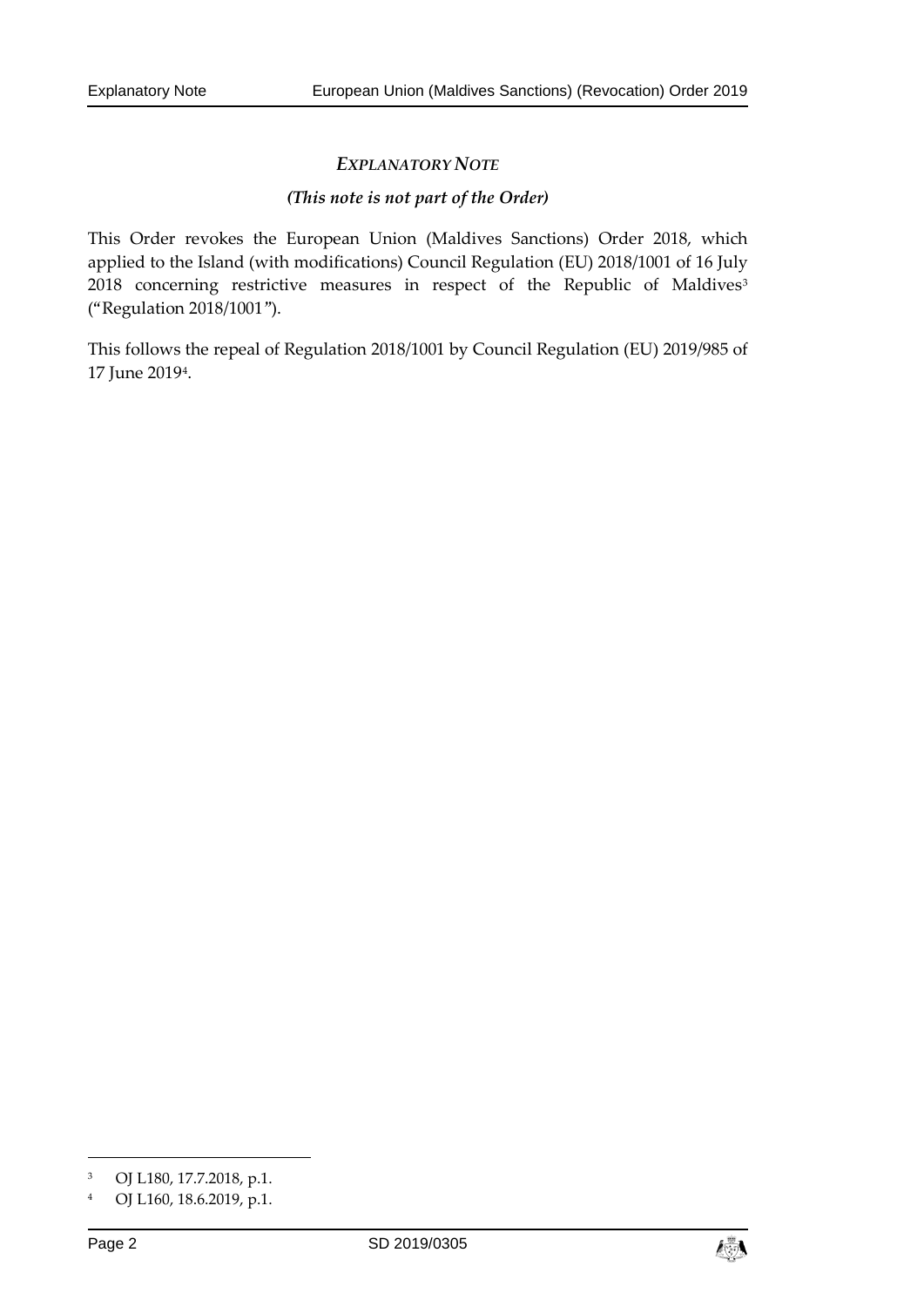## *EXPLANATORY NOTE*

***(This note is not part of the Order)***

This Order revokes the European Union (Maldives Sanctions) Order 2018, which applied to the Island (with modifications) Council Regulation (EU) 2018/1001 of 16 July 2018 concerning restrictive measures in respect of the Republic of Maldives[3] ("Regulation 2018/1001").

This follows the repeal of Regulation 2018/1001 by Council Regulation (EU) 2019/985 of 17 June 2019[4].

---

[3] OJ L180, 17.7.2018, p.1.

[4] OJ L160, 18.6.2019, p.1.